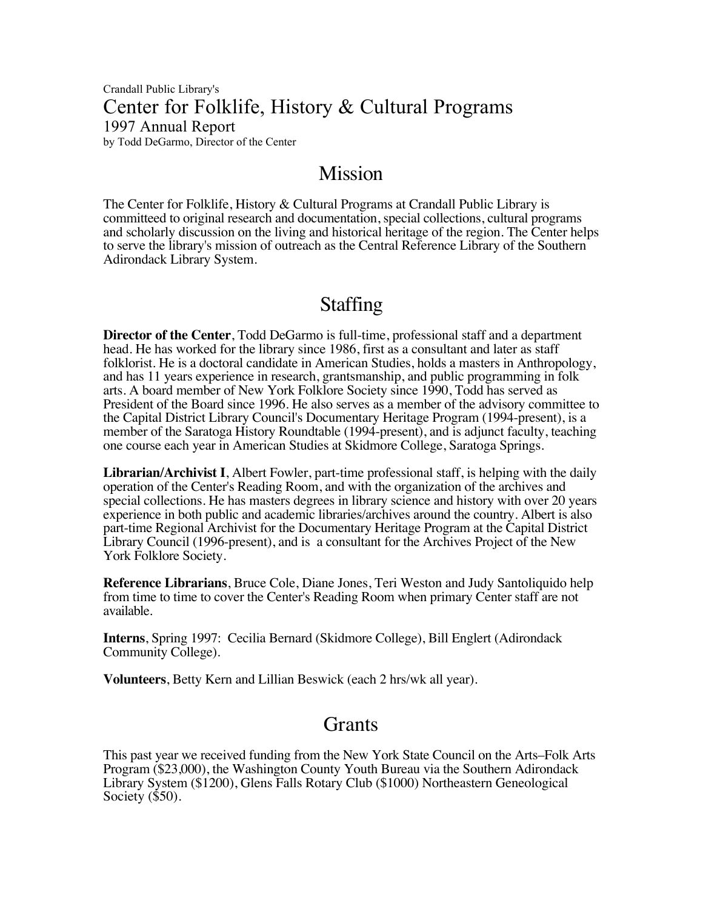Crandall Public Library's

# Center for Folklife, History & Cultural Programs

1997 Annual Report

by Todd DeGarmo, Director of the Center

## Mission

The Center for Folklife, History & Cultural Programs at Crandall Public Library is committeed to original research and documentation, special collections, cultural programs and scholarly discussion on the living and historical heritage of the region. The Center helps to serve the library's mission of outreach as the Central Reference Library of the Southern Adirondack Library System.

## Staffing

**Director of the Center**, Todd DeGarmo is full-time, professional staff and a department head. He has worked for the library since 1986, first as a consultant and later as staff folklorist. He is a doctoral candidate in American Studies, holds a masters in Anthropology, and has 11 years experience in research, grantsmanship, and public programming in folk arts. A board member of New York Folklore Society since 1990, Todd has served as President of the Board since 1996. He also serves as a member of the advisory committee to the Capital District Library Council's Documentary Heritage Program (1994-present), is a member of the Saratoga History Roundtable (1994-present), and is adjunct faculty, teaching one course each year in American Studies at Skidmore College, Saratoga Springs.

**Librarian/Archivist I**, Albert Fowler, part-time professional staff, is helping with the daily operation of the Center's Reading Room, and with the organization of the archives and special collections. He has masters degrees in library science and history with over 20 years experience in both public and academic libraries/archives around the country. Albert is also part-time Regional Archivist for the Documentary Heritage Program at the Capital District Library Council (1996-present), and is a consultant for the Archives Project of the New York Folklore Society.

**Reference Librarians**, Bruce Cole, Diane Jones, Teri Weston and Judy Santoliquido help from time to time to cover the Center's Reading Room when primary Center staff are not available.

**Interns**, Spring 1997: Cecilia Bernard (Skidmore College), Bill Englert (Adirondack Community College).

**Volunteers**, Betty Kern and Lillian Beswick (each 2 hrs/wk all year).

## Grants

This past year we received funding from the New York State Council on the Arts–Folk Arts Program ($23,000), the Washington County Youth Bureau via the Southern Adirondack Library System ($1200), Glens Falls Rotary Club ($1000) Northeastern Geneological Society ($50).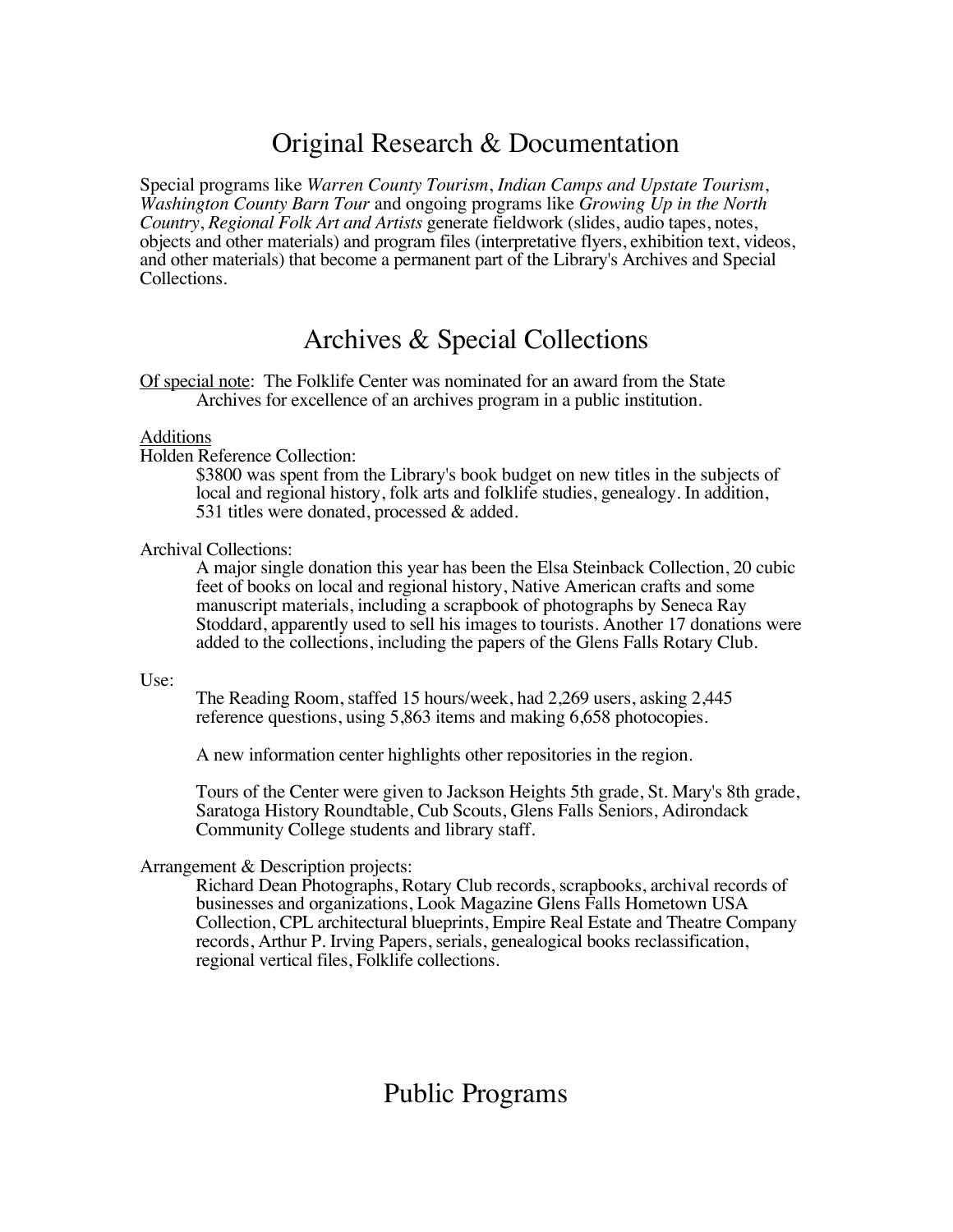## Original Research & Documentation

Special programs like *Warren County Tourism*, *Indian Camps and Upstate Tourism*, *Washington County Barn Tour* and ongoing programs like *Growing Up in the North Country*, *Regional Folk Art and Artists* generate fieldwork (slides, audio tapes, notes, objects and other materials) and program files (interpretative flyers, exhibition text, videos, and other materials) that become a permanent part of the Library's Archives and Special Collections.

## Archives & Special Collections

Of special note: The Folklife Center was nominated for an award from the State Archives for excellence of an archives program in a public institution.

Additions

Holden Reference Collection:

> $3800 was spent from the Library's book budget on new titles in the subjects of local and regional history, folk arts and folklife studies, genealogy. In addition, 531 titles were donated, processed & added.

Archival Collections:

> A major single donation this year has been the Elsa Steinback Collection, 20 cubic feet of books on local and regional history, Native American crafts and some manuscript materials, including a scrapbook of photographs by Seneca Ray Stoddard, apparently used to sell his images to tourists. Another 17 donations were added to the collections, including the papers of the Glens Falls Rotary Club.

Use:

> The Reading Room, staffed 15 hours/week, had 2,269 users, asking 2,445 reference questions, using 5,863 items and making 6,658 photocopies.
>
> A new information center highlights other repositories in the region.
>
> Tours of the Center were given to Jackson Heights 5th grade, St. Mary's 8th grade, Saratoga History Roundtable, Cub Scouts, Glens Falls Seniors, Adirondack Community College students and library staff.

Arrangement & Description projects:

> Richard Dean Photographs, Rotary Club records, scrapbooks, archival records of businesses and organizations, Look Magazine Glens Falls Hometown USA Collection, CPL architectural blueprints, Empire Real Estate and Theatre Company records, Arthur P. Irving Papers, serials, genealogical books reclassification, regional vertical files, Folklife collections.

## Public Programs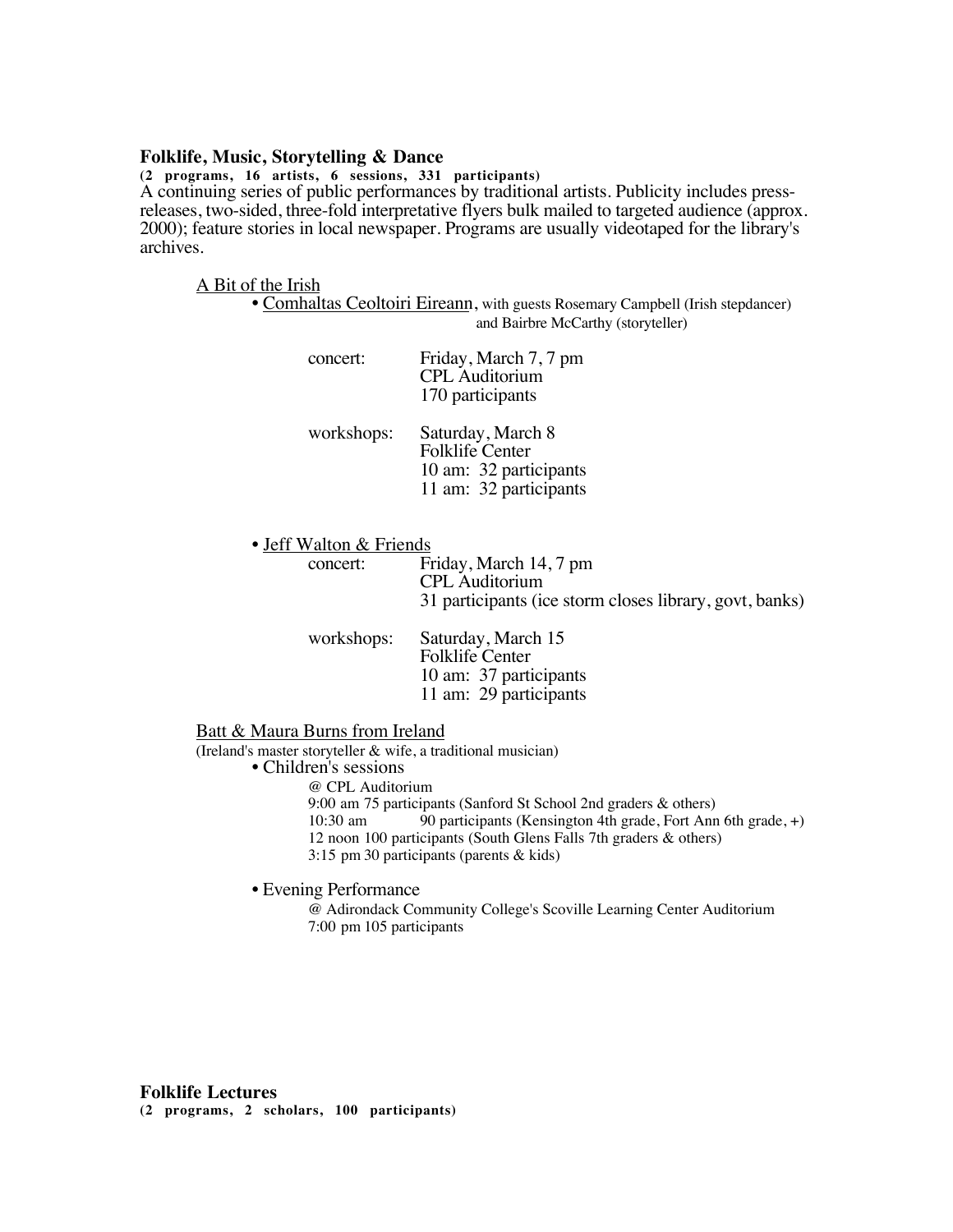**Folklife, Music, Storytelling & Dance**

**(2 programs, 16 artists, 6 sessions, 331 participants)**

A continuing series of public performances by traditional artists. Publicity includes press-releases, two-sided, three-fold interpretative flyers bulk mailed to targeted audience (approx. 2000); feature stories in local newspaper. Programs are usually videotaped for the library's archives.

A Bit of the Irish

- Comhaltas Ceoltoiri Eireann, with guests Rosemary Campbell (Irish stepdancer) and Bairbre McCarthy (storyteller)

  concert: Friday, March 7, 7 pm
  CPL Auditorium
  170 participants

  workshops: Saturday, March 8
  Folklife Center
  10 am: 32 participants
  11 am: 32 participants

- Jeff Walton & Friends

  concert: Friday, March 14, 7 pm
  CPL Auditorium
  31 participants (ice storm closes library, govt, banks)

  workshops: Saturday, March 15
  Folklife Center
  10 am: 37 participants
  11 am: 29 participants

Batt & Maura Burns from Ireland

(Ireland's master storyteller & wife, a traditional musician)

- Children's sessions

  @ CPL Auditorium
  9:00 am 75 participants (Sanford St School 2nd graders & others)
  10:30 am 90 participants (Kensington 4th grade, Fort Ann 6th grade, +)
  12 noon 100 participants (South Glens Falls 7th graders & others)
  3:15 pm 30 participants (parents & kids)

- Evening Performance

  @ Adirondack Community College's Scoville Learning Center Auditorium
  7:00 pm 105 participants

**Folklife Lectures**

**(2 programs, 2 scholars, 100 participants)**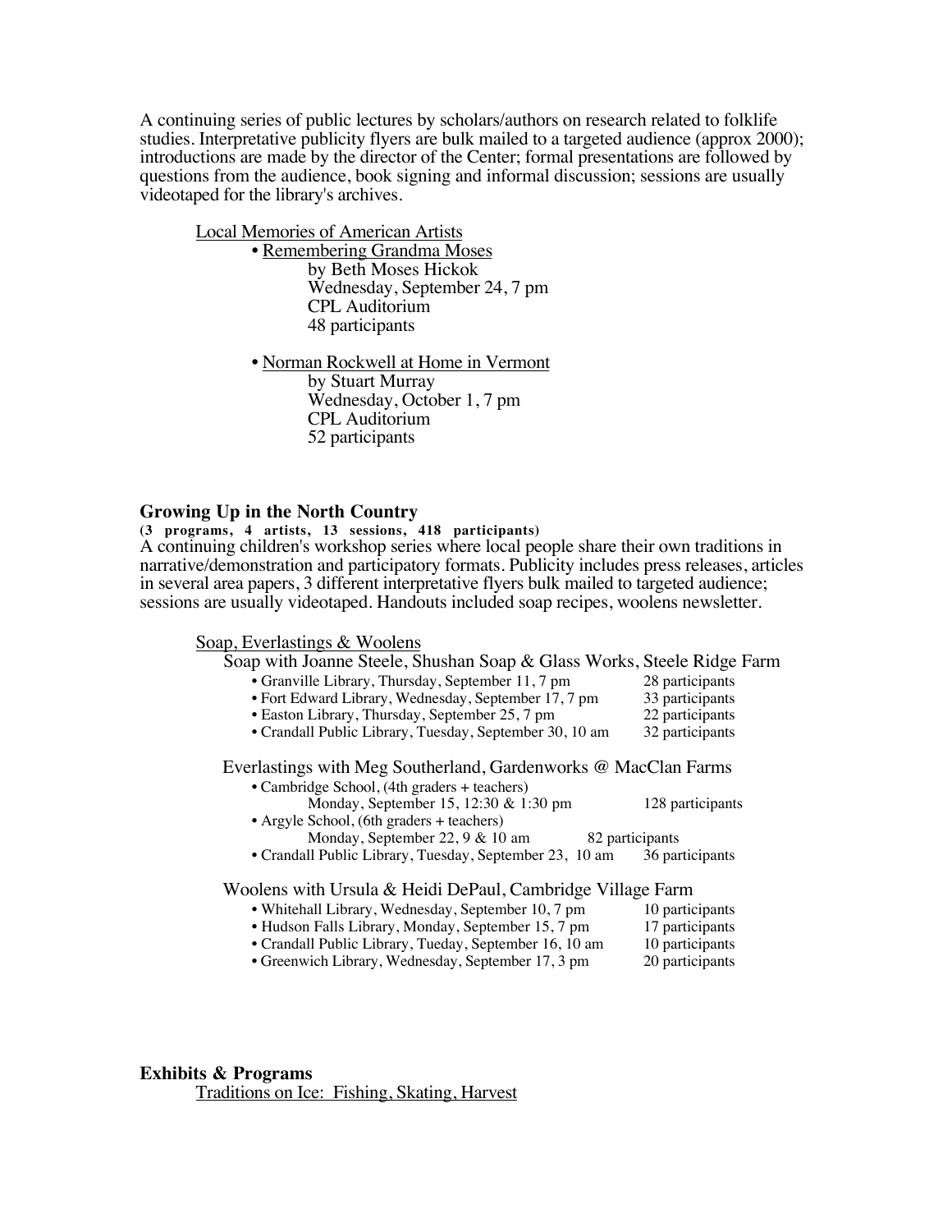A continuing series of public lectures by scholars/authors on research related to folklife studies. Interpretative publicity flyers are bulk mailed to a targeted audience (approx 2000); introductions are made by the director of the Center; formal presentations are followed by questions from the audience, book signing and informal discussion; sessions are usually videotaped for the library's archives.

<u>Local Memories of American Artists</u>

- <u>Remembering Grandma Moses</u>
  by Beth Moses Hickok
  Wednesday, September 24, 7 pm
  CPL Auditorium
  48 participants

- <u>Norman Rockwell at Home in Vermont</u>
  by Stuart Murray
  Wednesday, October 1, 7 pm
  CPL Auditorium
  52 participants

**Growing Up in the North Country**

**(3 programs, 4 artists, 13 sessions, 418 participants)**

A continuing children's workshop series where local people share their own traditions in narrative/demonstration and participatory formats. Publicity includes press releases, articles in several area papers, 3 different interpretative flyers bulk mailed to targeted audience; sessions are usually videotaped. Handouts included soap recipes, woolens newsletter.

<u>Soap, Everlastings & Woolens</u>

Soap with Joanne Steele, Shushan Soap & Glass Works, Steele Ridge Farm

- Granville Library, Thursday, September 11, 7 pm — 28 participants
- Fort Edward Library, Wednesday, September 17, 7 pm — 33 participants
- Easton Library, Thursday, September 25, 7 pm — 22 participants
- Crandall Public Library, Tuesday, September 30, 10 am — 32 participants

Everlastings with Meg Southerland, Gardenworks @ MacClan Farms

- Cambridge School, (4th graders + teachers)
  Monday, September 15, 12:30 & 1:30 pm — 128 participants
- Argyle School, (6th graders + teachers)
  Monday, September 22, 9 & 10 am — 82 participants
- Crandall Public Library, Tuesday, September 23, 10 am — 36 participants

Woolens with Ursula & Heidi DePaul, Cambridge Village Farm

- Whitehall Library, Wednesday, September 10, 7 pm — 10 participants
- Hudson Falls Library, Monday, September 15, 7 pm — 17 participants
- Crandall Public Library, Tueday, September 16, 10 am — 10 participants
- Greenwich Library, Wednesday, September 17, 3 pm — 20 participants

**Exhibits & Programs**

<u>Traditions on Ice: Fishing, Skating, Harvest</u>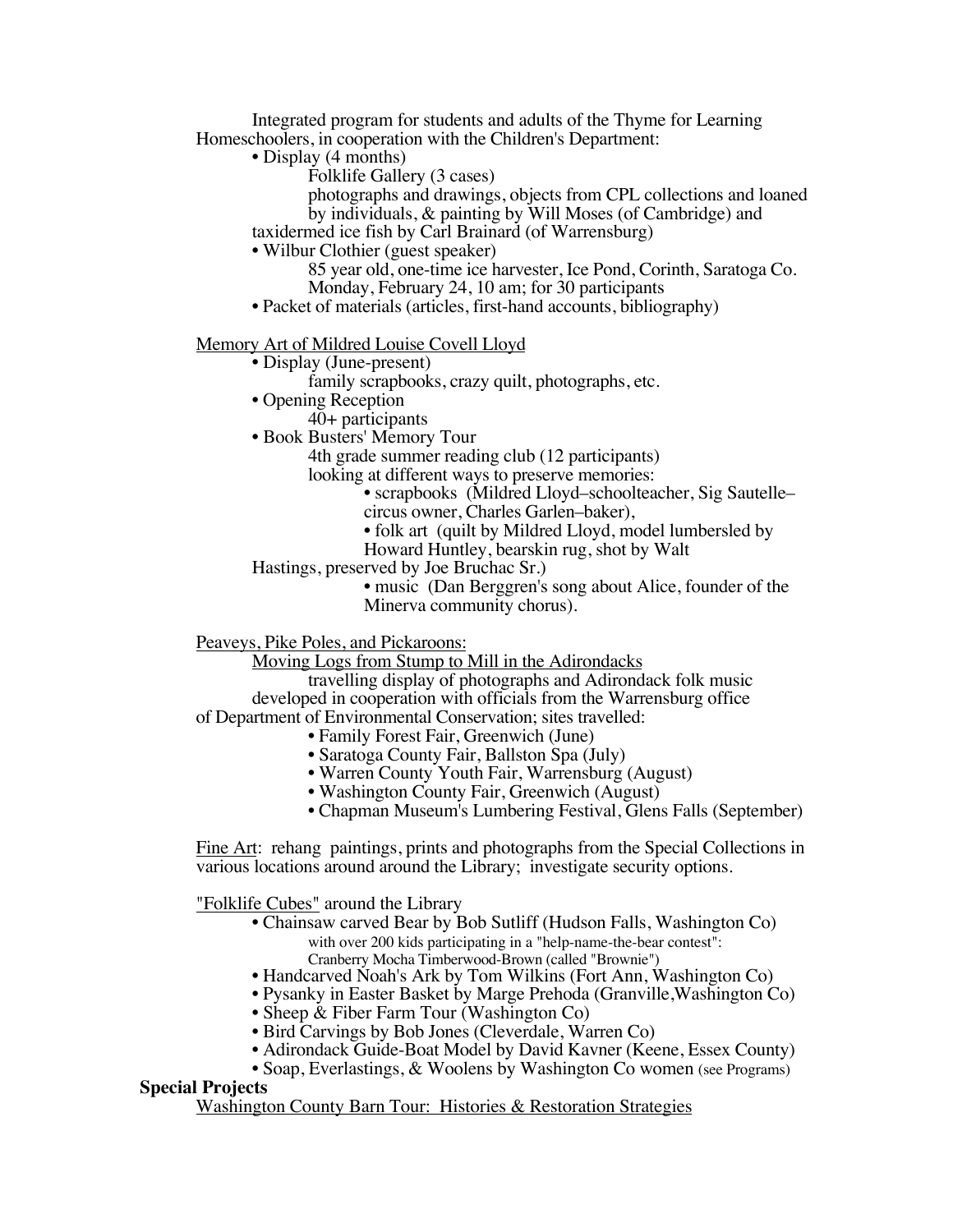Integrated program for students and adults of the Thyme for Learning Homeschoolers, in cooperation with the Children's Department:

- Display (4 months)
  - Folklife Gallery (3 cases)
  - photographs and drawings, objects from CPL collections and loaned by individuals, & painting by Will Moses (of Cambridge) and taxidermed ice fish by Carl Brainard (of Warrensburg)
- Wilbur Clothier (guest speaker)
  - 85 year old, one-time ice harvester, Ice Pond, Corinth, Saratoga Co.
  - Monday, February 24, 10 am; for 30 participants
- Packet of materials (articles, first-hand accounts, bibliography)

<u>Memory Art of Mildred Louise Covell Lloyd</u>

- Display (June-present)
  - family scrapbooks, crazy quilt, photographs, etc.
- Opening Reception
  - 40+ participants
- Book Busters' Memory Tour
  - 4th grade summer reading club (12 participants)
  - looking at different ways to preserve memories:
    - scrapbooks (Mildred Lloyd–schoolteacher, Sig Sautelle–circus owner, Charles Garlen–baker),
    - folk art (quilt by Mildred Lloyd, model lumbersled by Howard Huntley, bearskin rug, shot by Walt Hastings, preserved by Joe Bruchac Sr.)
    - music (Dan Berggren's song about Alice, founder of the Minerva community chorus).

<u>Peaveys, Pike Poles, and Pickaroons:</u>
<u>Moving Logs from Stump to Mill in the Adirondacks</u>

travelling display of photographs and Adirondack folk music developed in cooperation with officials from the Warrensburg office of Department of Environmental Conservation; sites travelled:

- Family Forest Fair, Greenwich (June)
- Saratoga County Fair, Ballston Spa (July)
- Warren County Youth Fair, Warrensburg (August)
- Washington County Fair, Greenwich (August)
- Chapman Museum's Lumbering Festival, Glens Falls (September)

<u>Fine Art</u>: rehang paintings, prints and photographs from the Special Collections in various locations around around the Library; investigate security options.

<u>"Folklife Cubes"</u> around the Library

- Chainsaw carved Bear by Bob Sutliff (Hudson Falls, Washington Co)
  - with over 200 kids participating in a "help-name-the-bear contest": Cranberry Mocha Timberwood-Brown (called "Brownie")
- Handcarved Noah's Ark by Tom Wilkins (Fort Ann, Washington Co)
- Pysanky in Easter Basket by Marge Prehoda (Granville,Washington Co)
- Sheep & Fiber Farm Tour (Washington Co)
- Bird Carvings by Bob Jones (Cleverdale, Warren Co)
- Adirondack Guide-Boat Model by David Kavner (Keene, Essex County)
- Soap, Everlastings, & Woolens by Washington Co women (see Programs)

**Special Projects**

<u>Washington County Barn Tour: Histories & Restoration Strategies</u>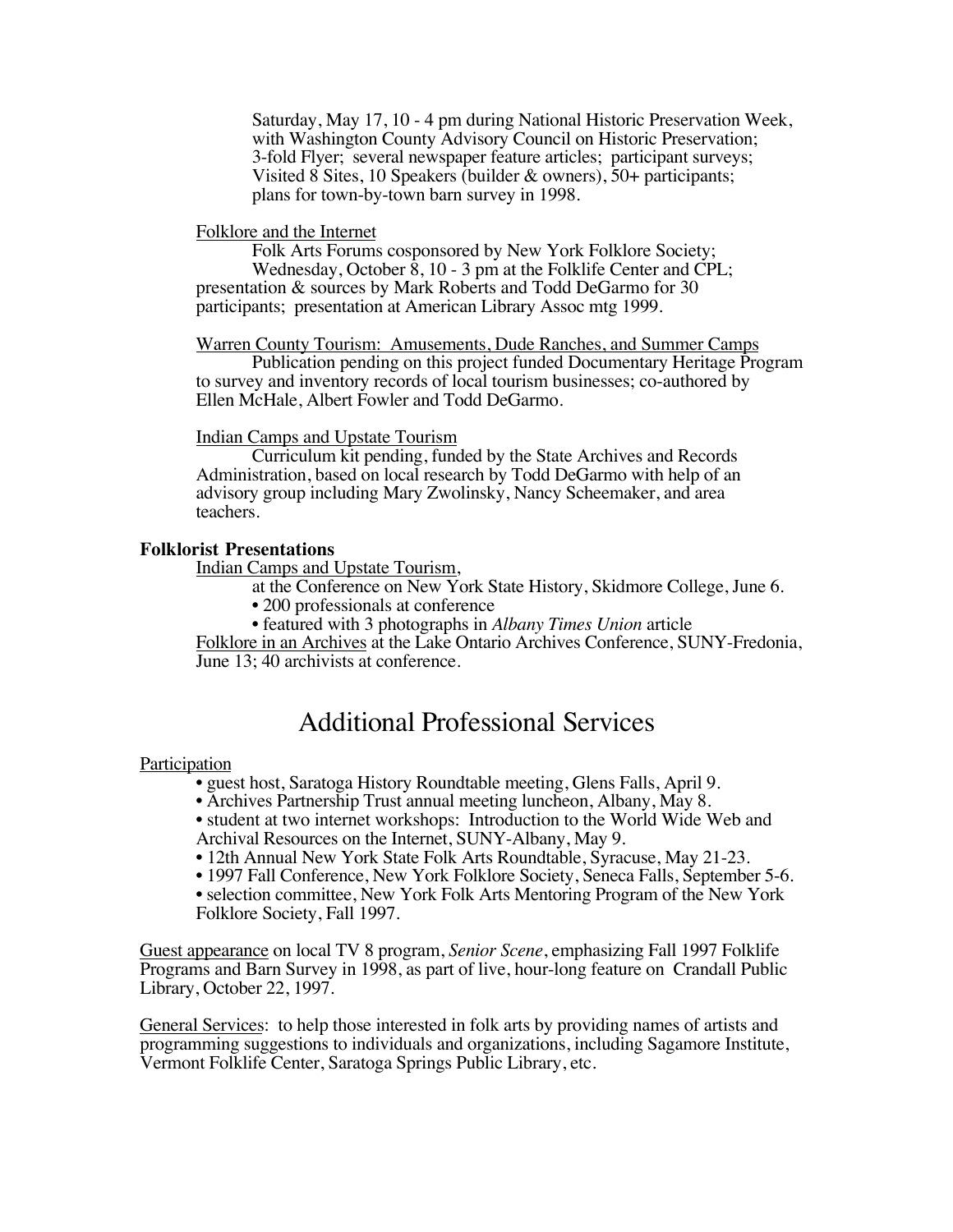Saturday, May 17, 10 - 4 pm during National Historic Preservation Week, with Washington County Advisory Council on Historic Preservation; 3-fold Flyer; several newspaper feature articles; participant surveys; Visited 8 Sites, 10 Speakers (builder & owners), 50+ participants; plans for town-by-town barn survey in 1998.

<u>Folklore and the Internet</u>

Folk Arts Forums cosponsored by New York Folklore Society; Wednesday, October 8, 10 - 3 pm at the Folklife Center and CPL; presentation & sources by Mark Roberts and Todd DeGarmo for 30 participants; presentation at American Library Assoc mtg 1999.

<u>Warren County Tourism: Amusements, Dude Ranches, and Summer Camps</u>

Publication pending on this project funded Documentary Heritage Program to survey and inventory records of local tourism businesses; co-authored by Ellen McHale, Albert Fowler and Todd DeGarmo.

<u>Indian Camps and Upstate Tourism</u>

Curriculum kit pending, funded by the State Archives and Records Administration, based on local research by Todd DeGarmo with help of an advisory group including Mary Zwolinsky, Nancy Scheemaker, and area teachers.

**Folklorist Presentations**

<u>Indian Camps and Upstate Tourism</u>,

at the Conference on New York State History, Skidmore College, June 6.

- 200 professionals at conference
- featured with 3 photographs in *Albany Times Union* article

<u>Folklore in an Archives</u> at the Lake Ontario Archives Conference, SUNY-Fredonia, June 13; 40 archivists at conference.

# Additional Professional Services

<u>Participation</u>

- guest host, Saratoga History Roundtable meeting, Glens Falls, April 9.
- Archives Partnership Trust annual meeting luncheon, Albany, May 8.
- student at two internet workshops: Introduction to the World Wide Web and Archival Resources on the Internet, SUNY-Albany, May 9.
- 12th Annual New York State Folk Arts Roundtable, Syracuse, May 21-23.
- 1997 Fall Conference, New York Folklore Society, Seneca Falls, September 5-6.
- selection committee, New York Folk Arts Mentoring Program of the New York Folklore Society, Fall 1997.

<u>Guest appearance</u> on local TV 8 program, *Senior Scene*, emphasizing Fall 1997 Folklife Programs and Barn Survey in 1998, as part of live, hour-long feature on Crandall Public Library, October 22, 1997.

<u>General Services</u>: to help those interested in folk arts by providing names of artists and programming suggestions to individuals and organizations, including Sagamore Institute, Vermont Folklife Center, Saratoga Springs Public Library, etc.